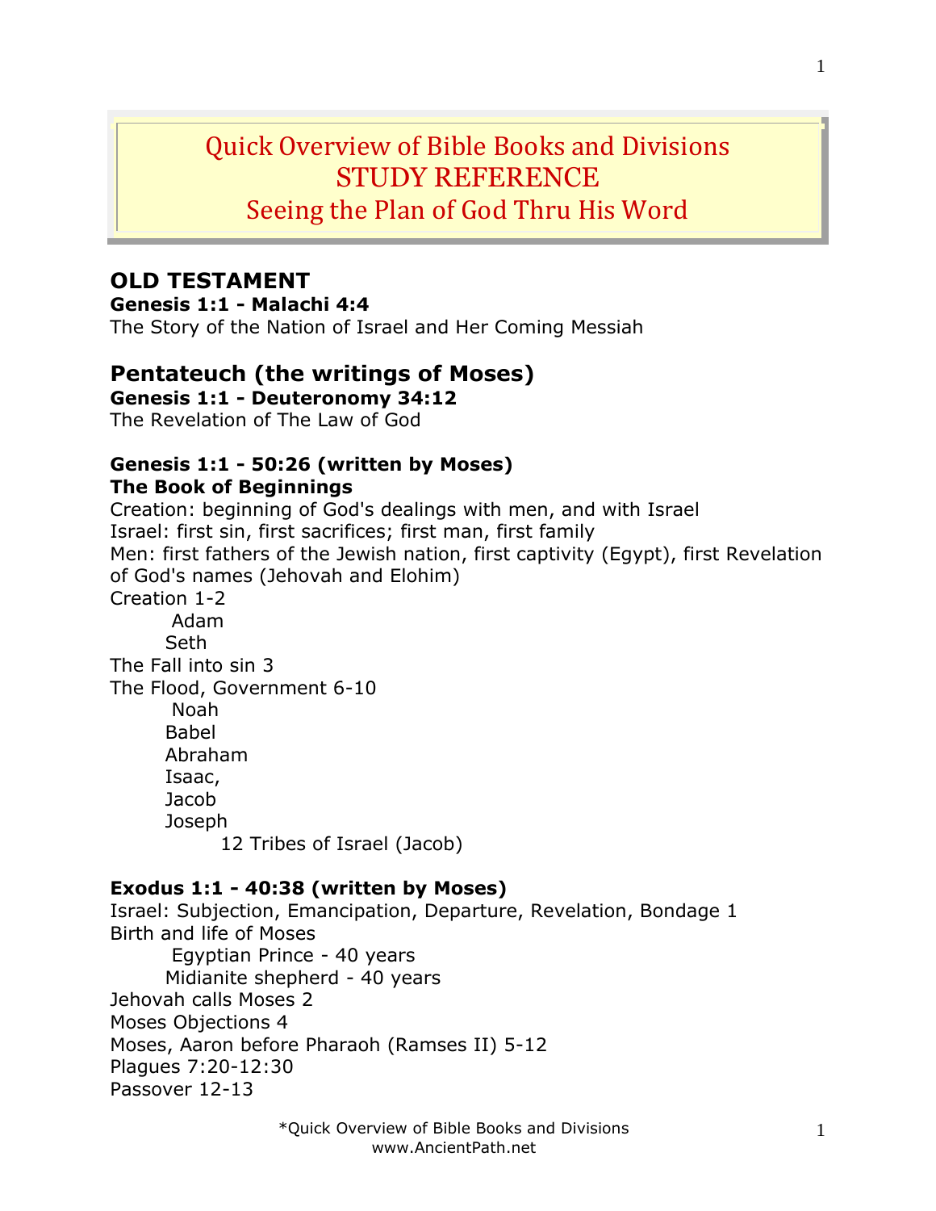# Quick Overview of Bible Books and Divisions
# STUDY REFERENCE
# Seeing the Plan of God Thru His Word

## OLD TESTAMENT

**Genesis 1:1 - Malachi 4:4**

The Story of the Nation of Israel and Her Coming Messiah

## Pentateuch (the writings of Moses)

**Genesis 1:1 - Deuteronomy 34:12**

The Revelation of The Law of God

**Genesis 1:1 - 50:26 (written by Moses)**
**The Book of Beginnings**

Creation: beginning of God's dealings with men, and with Israel
Israel: first sin, first sacrifices; first man, first family
Men: first fathers of the Jewish nation, first captivity (Egypt), first Revelation of God's names (Jehovah and Elohim)
Creation 1-2
- Adam
- Seth

The Fall into sin 3
The Flood, Government 6-10
- Noah
- Babel
- Abraham
- Isaac,
- Jacob
- Joseph
  - 12 Tribes of Israel (Jacob)

**Exodus 1:1 - 40:38 (written by Moses)**

Israel: Subjection, Emancipation, Departure, Revelation, Bondage 1
Birth and life of Moses
- Egyptian Prince - 40 years
- Midianite shepherd - 40 years

Jehovah calls Moses 2
Moses Objections 4
Moses, Aaron before Pharaoh (Ramses II) 5-12
Plagues 7:20-12:30
Passover 12-13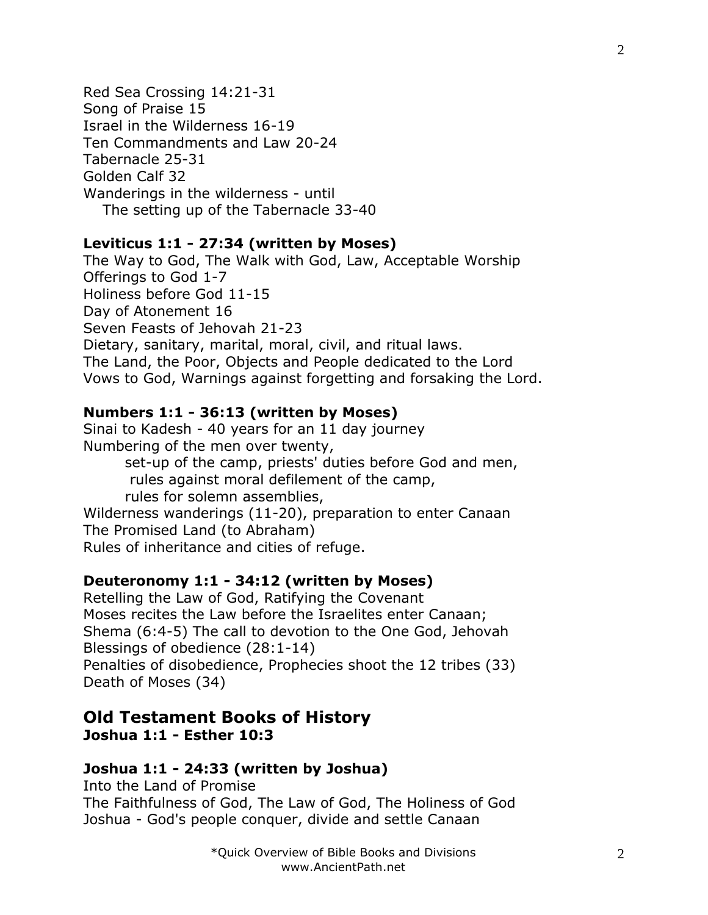Red Sea Crossing 14:21-31
Song of Praise 15
Israel in the Wilderness 16-19
Ten Commandments and Law 20-24
Tabernacle 25-31
Golden Calf 32
Wanderings in the wilderness - until
The setting up of the Tabernacle 33-40

**Leviticus 1:1 - 27:34 (written by Moses)**
The Way to God, The Walk with God, Law, Acceptable Worship
Offerings to God 1-7
Holiness before God 11-15
Day of Atonement 16
Seven Feasts of Jehovah 21-23
Dietary, sanitary, marital, moral, civil, and ritual laws.
The Land, the Poor, Objects and People dedicated to the Lord
Vows to God, Warnings against forgetting and forsaking the Lord.

**Numbers 1:1 - 36:13 (written by Moses)**
Sinai to Kadesh - 40 years for an 11 day journey
Numbering of the men over twenty,
set-up of the camp, priests' duties before God and men,
rules against moral defilement of the camp,
rules for solemn assemblies,
Wilderness wanderings (11-20), preparation to enter Canaan
The Promised Land (to Abraham)
Rules of inheritance and cities of refuge.

**Deuteronomy 1:1 - 34:12 (written by Moses)**
Retelling the Law of God, Ratifying the Covenant
Moses recites the Law before the Israelites enter Canaan;
Shema (6:4-5) The call to devotion to the One God, Jehovah
Blessings of obedience (28:1-14)
Penalties of disobedience, Prophecies shoot the 12 tribes (33)
Death of Moses (34)

## Old Testament Books of History
**Joshua 1:1 - Esther 10:3**

**Joshua 1:1 - 24:33 (written by Joshua)**
Into the Land of Promise
The Faithfulness of God, The Law of God, The Holiness of God
Joshua - God's people conquer, divide and settle Canaan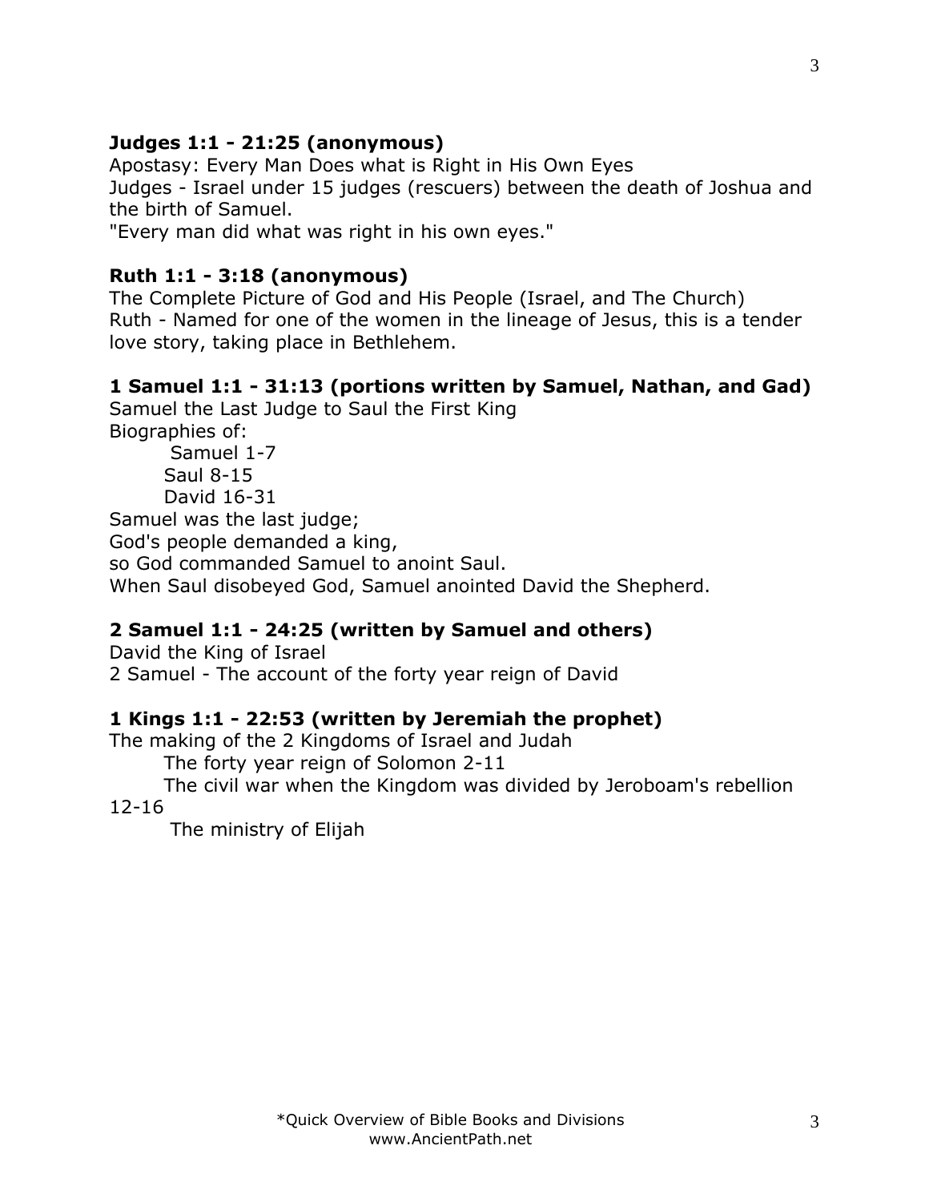**Judges 1:1 - 21:25 (anonymous)**
Apostasy: Every Man Does what is Right in His Own Eyes
Judges - Israel under 15 judges (rescuers) between the death of Joshua and the birth of Samuel.
"Every man did what was right in his own eyes."

**Ruth 1:1 - 3:18 (anonymous)**
The Complete Picture of God and His People (Israel, and The Church)
Ruth - Named for one of the women in the lineage of Jesus, this is a tender love story, taking place in Bethlehem.

**1 Samuel 1:1 - 31:13 (portions written by Samuel, Nathan, and Gad)**
Samuel the Last Judge to Saul the First King
Biographies of:
 Samuel 1-7
 Saul 8-15
 David 16-31
Samuel was the last judge;
God's people demanded a king,
so God commanded Samuel to anoint Saul.
When Saul disobeyed God, Samuel anointed David the Shepherd.

**2 Samuel 1:1 - 24:25 (written by Samuel and others)**
David the King of Israel
2 Samuel - The account of the forty year reign of David

**1 Kings 1:1 - 22:53 (written by Jeremiah the prophet)**
The making of the 2 Kingdoms of Israel and Judah
 The forty year reign of Solomon 2-11
 The civil war when the Kingdom was divided by Jeroboam's rebellion 12-16
 The ministry of Elijah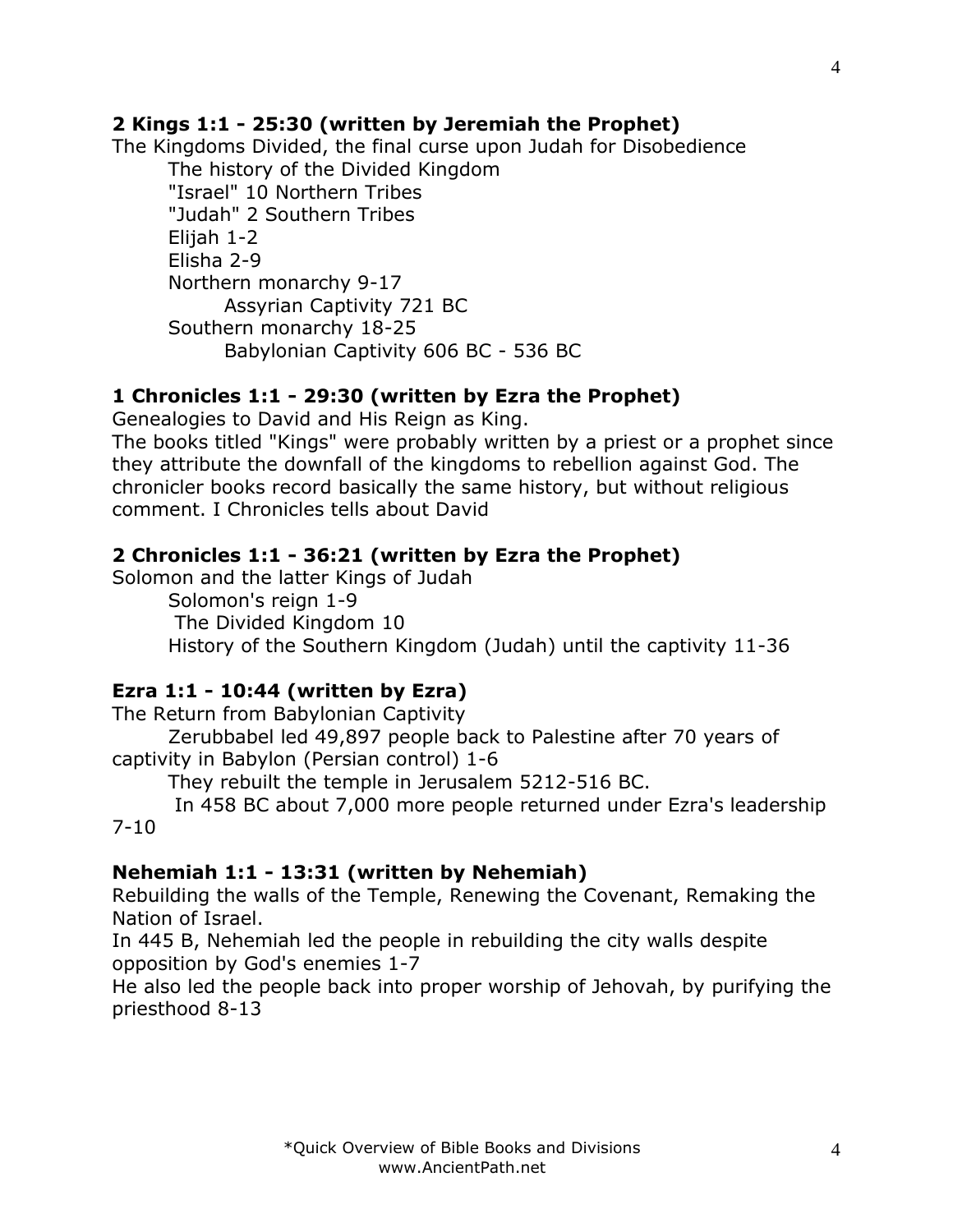**2 Kings 1:1 - 25:30 (written by Jeremiah the Prophet)**

The Kingdoms Divided, the final curse upon Judah for Disobedience

- The history of the Divided Kingdom
- "Israel" 10 Northern Tribes
- "Judah" 2 Southern Tribes
- Elijah 1-2
- Elisha 2-9
- Northern monarchy 9-17
  - Assyrian Captivity 721 BC
- Southern monarchy 18-25
  - Babylonian Captivity 606 BC - 536 BC

**1 Chronicles 1:1 - 29:30 (written by Ezra the Prophet)**

Genealogies to David and His Reign as King.

The books titled "Kings" were probably written by a priest or a prophet since they attribute the downfall of the kingdoms to rebellion against God. The chronicler books record basically the same history, but without religious comment. I Chronicles tells about David

**2 Chronicles 1:1 - 36:21 (written by Ezra the Prophet)**

Solomon and the latter Kings of Judah

- Solomon's reign 1-9
- The Divided Kingdom 10
- History of the Southern Kingdom (Judah) until the captivity 11-36

**Ezra 1:1 - 10:44 (written by Ezra)**

The Return from Babylonian Captivity

Zerubbabel led 49,897 people back to Palestine after 70 years of captivity in Babylon (Persian control) 1-6

They rebuilt the temple in Jerusalem 5212-516 BC.

In 458 BC about 7,000 more people returned under Ezra's leadership 7-10

**Nehemiah 1:1 - 13:31 (written by Nehemiah)**

Rebuilding the walls of the Temple, Renewing the Covenant, Remaking the Nation of Israel.

In 445 B, Nehemiah led the people in rebuilding the city walls despite opposition by God's enemies 1-7

He also led the people back into proper worship of Jehovah, by purifying the priesthood 8-13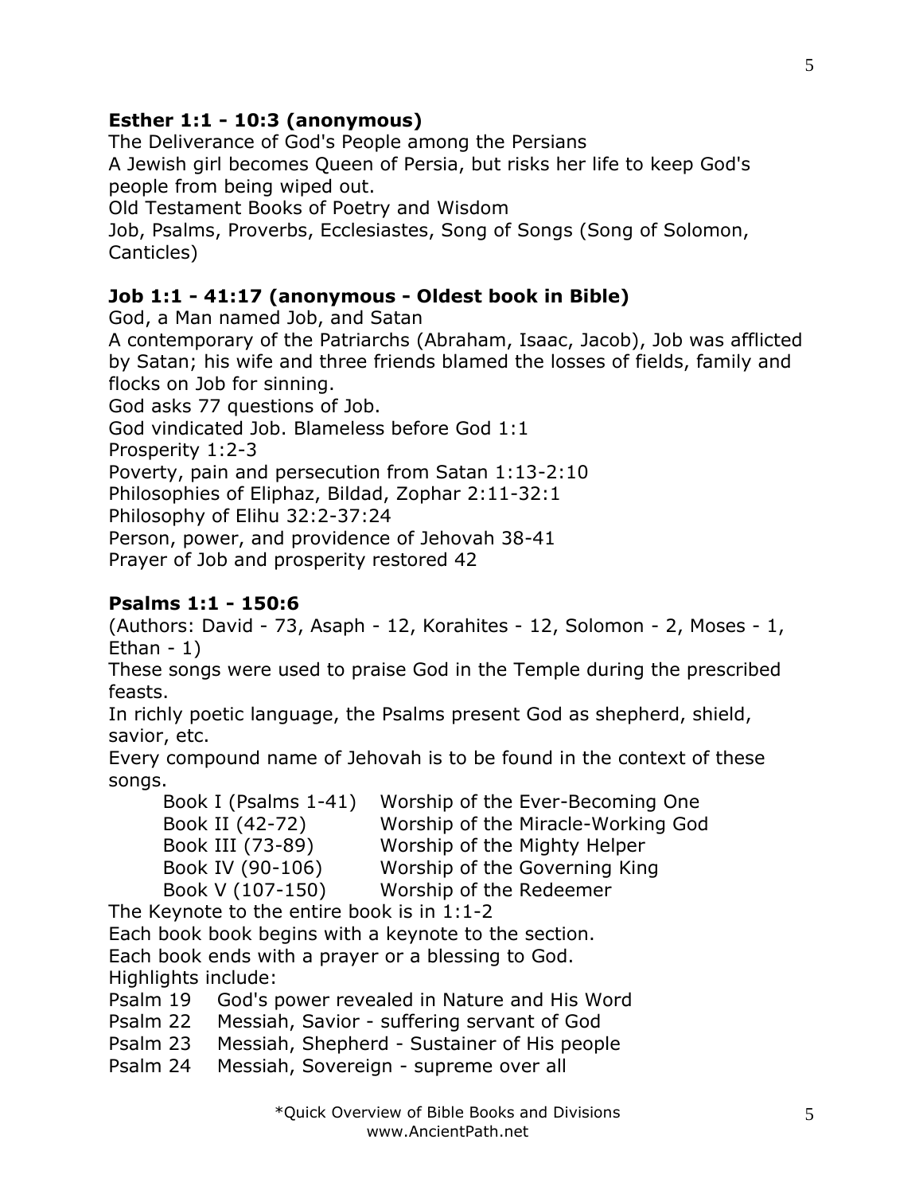**Esther 1:1 - 10:3 (anonymous)**

The Deliverance of God's People among the Persians

A Jewish girl becomes Queen of Persia, but risks her life to keep God's people from being wiped out.

Old Testament Books of Poetry and Wisdom

Job, Psalms, Proverbs, Ecclesiastes, Song of Songs (Song of Solomon, Canticles)

**Job 1:1 - 41:17 (anonymous - Oldest book in Bible)**

God, a Man named Job, and Satan

A contemporary of the Patriarchs (Abraham, Isaac, Jacob), Job was afflicted by Satan; his wife and three friends blamed the losses of fields, family and flocks on Job for sinning.

God asks 77 questions of Job.

God vindicated Job. Blameless before God 1:1

Prosperity 1:2-3

Poverty, pain and persecution from Satan 1:13-2:10

Philosophies of Eliphaz, Bildad, Zophar 2:11-32:1

Philosophy of Elihu 32:2-37:24

Person, power, and providence of Jehovah 38-41

Prayer of Job and prosperity restored 42

**Psalms 1:1 - 150:6**

(Authors: David - 73, Asaph - 12, Korahites - 12, Solomon - 2, Moses - 1, Ethan - 1)

These songs were used to praise God in the Temple during the prescribed feasts.

In richly poetic language, the Psalms present God as shepherd, shield, savior, etc.

Every compound name of Jehovah is to be found in the context of these songs.

| | |
|---|---|
| Book I (Psalms 1-41) | Worship of the Ever-Becoming One |
| Book II (42-72) | Worship of the Miracle-Working God |
| Book III (73-89) | Worship of the Mighty Helper |
| Book IV (90-106) | Worship of the Governing King |
| Book V (107-150) | Worship of the Redeemer |

The Keynote to the entire book is in 1:1-2

Each book book begins with a keynote to the section.

Each book ends with a prayer or a blessing to God.

Highlights include:

Psalm 19 God's power revealed in Nature and His Word

Psalm 22 Messiah, Savior - suffering servant of God

Psalm 23 Messiah, Shepherd - Sustainer of His people

Psalm 24 Messiah, Sovereign - supreme over all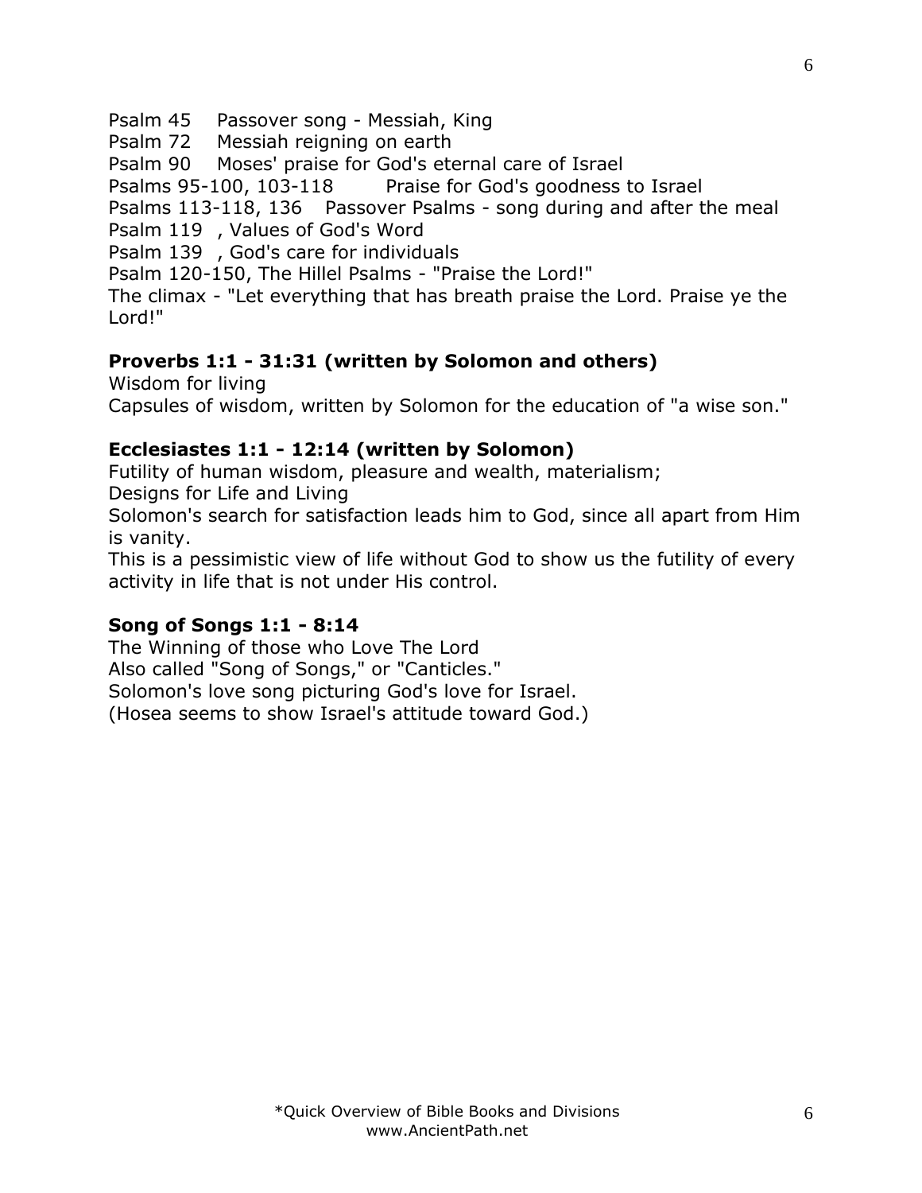Psalm 45 Passover song - Messiah, King
Psalm 72 Messiah reigning on earth
Psalm 90 Moses' praise for God's eternal care of Israel
Psalms 95-100, 103-118 Praise for God's goodness to Israel
Psalms 113-118, 136 Passover Psalms - song during and after the meal
Psalm 119 , Values of God's Word
Psalm 139 , God's care for individuals
Psalm 120-150, The Hillel Psalms - "Praise the Lord!"
The climax - "Let everything that has breath praise the Lord. Praise ye the Lord!"

**Proverbs 1:1 - 31:31 (written by Solomon and others)**
Wisdom for living
Capsules of wisdom, written by Solomon for the education of "a wise son."

**Ecclesiastes 1:1 - 12:14 (written by Solomon)**
Futility of human wisdom, pleasure and wealth, materialism;
Designs for Life and Living
Solomon's search for satisfaction leads him to God, since all apart from Him is vanity.
This is a pessimistic view of life without God to show us the futility of every activity in life that is not under His control.

**Song of Songs 1:1 - 8:14**
The Winning of those who Love The Lord
Also called "Song of Songs," or "Canticles."
Solomon's love song picturing God's love for Israel.
(Hosea seems to show Israel's attitude toward God.)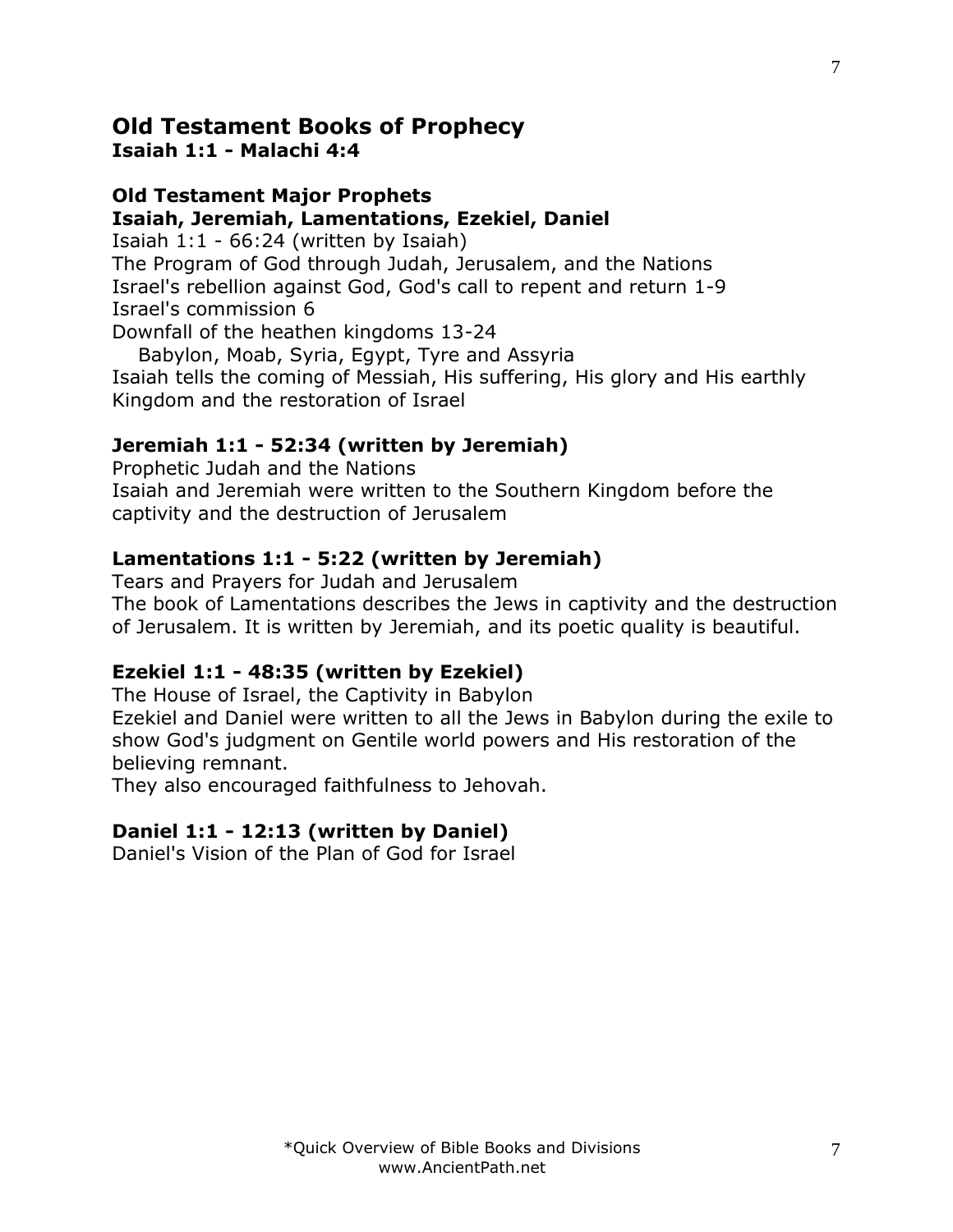## Old Testament Books of Prophecy
**Isaiah 1:1 - Malachi 4:4**

### Old Testament Major Prophets
**Isaiah, Jeremiah, Lamentations, Ezekiel, Daniel**

Isaiah 1:1 - 66:24 (written by Isaiah)
The Program of God through Judah, Jerusalem, and the Nations
Israel's rebellion against God, God's call to repent and return 1-9
Israel's commission 6
Downfall of the heathen kingdoms 13-24
    Babylon, Moab, Syria, Egypt, Tyre and Assyria
Isaiah tells the coming of Messiah, His suffering, His glory and His earthly Kingdom and the restoration of Israel

### Jeremiah 1:1 - 52:34 (written by Jeremiah)
Prophetic Judah and the Nations
Isaiah and Jeremiah were written to the Southern Kingdom before the captivity and the destruction of Jerusalem

### Lamentations 1:1 - 5:22 (written by Jeremiah)
Tears and Prayers for Judah and Jerusalem
The book of Lamentations describes the Jews in captivity and the destruction of Jerusalem. It is written by Jeremiah, and its poetic quality is beautiful.

### Ezekiel 1:1 - 48:35 (written by Ezekiel)
The House of Israel, the Captivity in Babylon
Ezekiel and Daniel were written to all the Jews in Babylon during the exile to show God's judgment on Gentile world powers and His restoration of the believing remnant.
They also encouraged faithfulness to Jehovah.

### Daniel 1:1 - 12:13 (written by Daniel)
Daniel's Vision of the Plan of God for Israel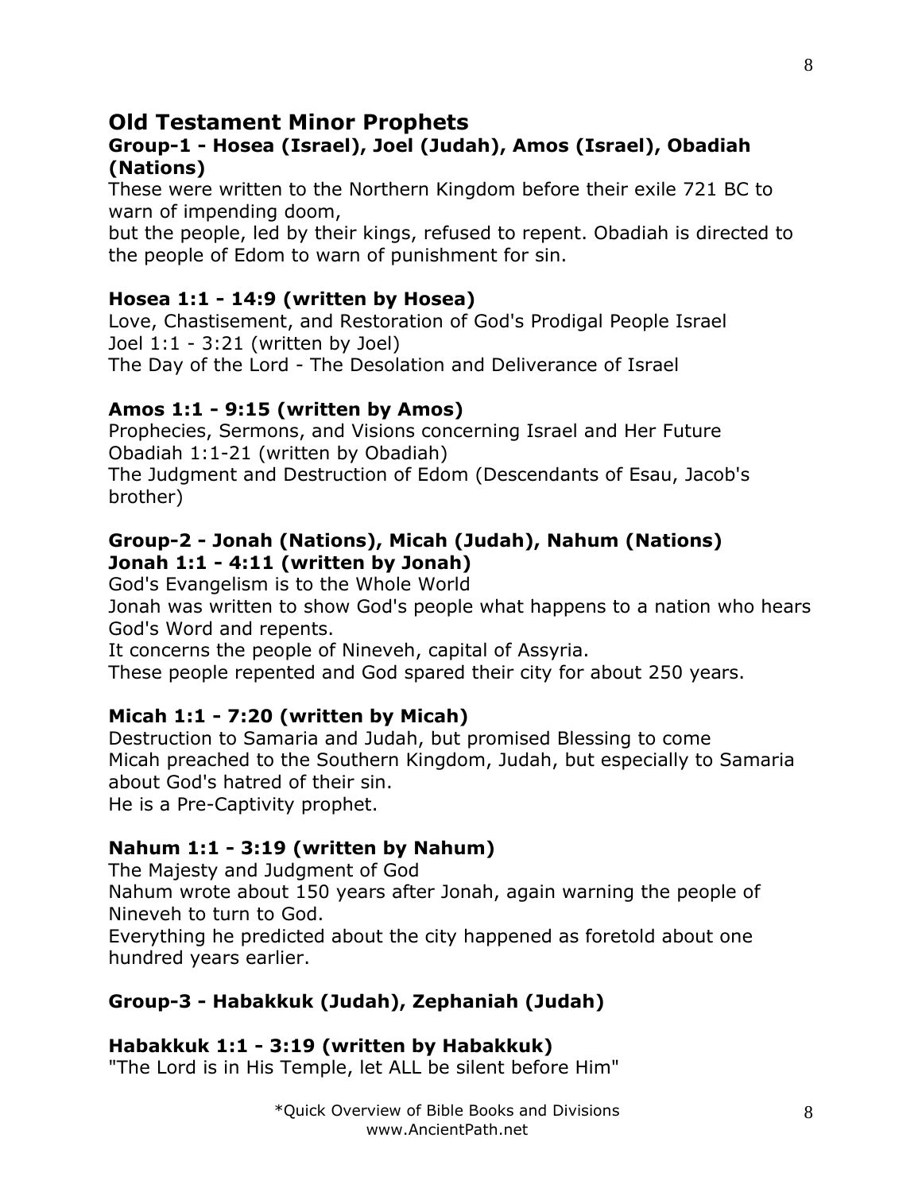## Old Testament Minor Prophets

### Group-1 - Hosea (Israel), Joel (Judah), Amos (Israel), Obadiah (Nations)

These were written to the Northern Kingdom before their exile 721 BC to warn of impending doom,
but the people, led by their kings, refused to repent. Obadiah is directed to the people of Edom to warn of punishment for sin.

**Hosea 1:1 - 14:9 (written by Hosea)**
Love, Chastisement, and Restoration of God's Prodigal People Israel
Joel 1:1 - 3:21 (written by Joel)
The Day of the Lord - The Desolation and Deliverance of Israel

**Amos 1:1 - 9:15 (written by Amos)**
Prophecies, Sermons, and Visions concerning Israel and Her Future
Obadiah 1:1-21 (written by Obadiah)
The Judgment and Destruction of Edom (Descendants of Esau, Jacob's brother)

### Group-2 - Jonah (Nations), Micah (Judah), Nahum (Nations)

**Jonah 1:1 - 4:11 (written by Jonah)**
God's Evangelism is to the Whole World
Jonah was written to show God's people what happens to a nation who hears God's Word and repents.
It concerns the people of Nineveh, capital of Assyria.
These people repented and God spared their city for about 250 years.

**Micah 1:1 - 7:20 (written by Micah)**
Destruction to Samaria and Judah, but promised Blessing to come
Micah preached to the Southern Kingdom, Judah, but especially to Samaria about God's hatred of their sin.
He is a Pre-Captivity prophet.

**Nahum 1:1 - 3:19 (written by Nahum)**
The Majesty and Judgment of God
Nahum wrote about 150 years after Jonah, again warning the people of Nineveh to turn to God.
Everything he predicted about the city happened as foretold about one hundred years earlier.

### Group-3 - Habakkuk (Judah), Zephaniah (Judah)

**Habakkuk 1:1 - 3:19 (written by Habakkuk)**
"The Lord is in His Temple, let ALL be silent before Him"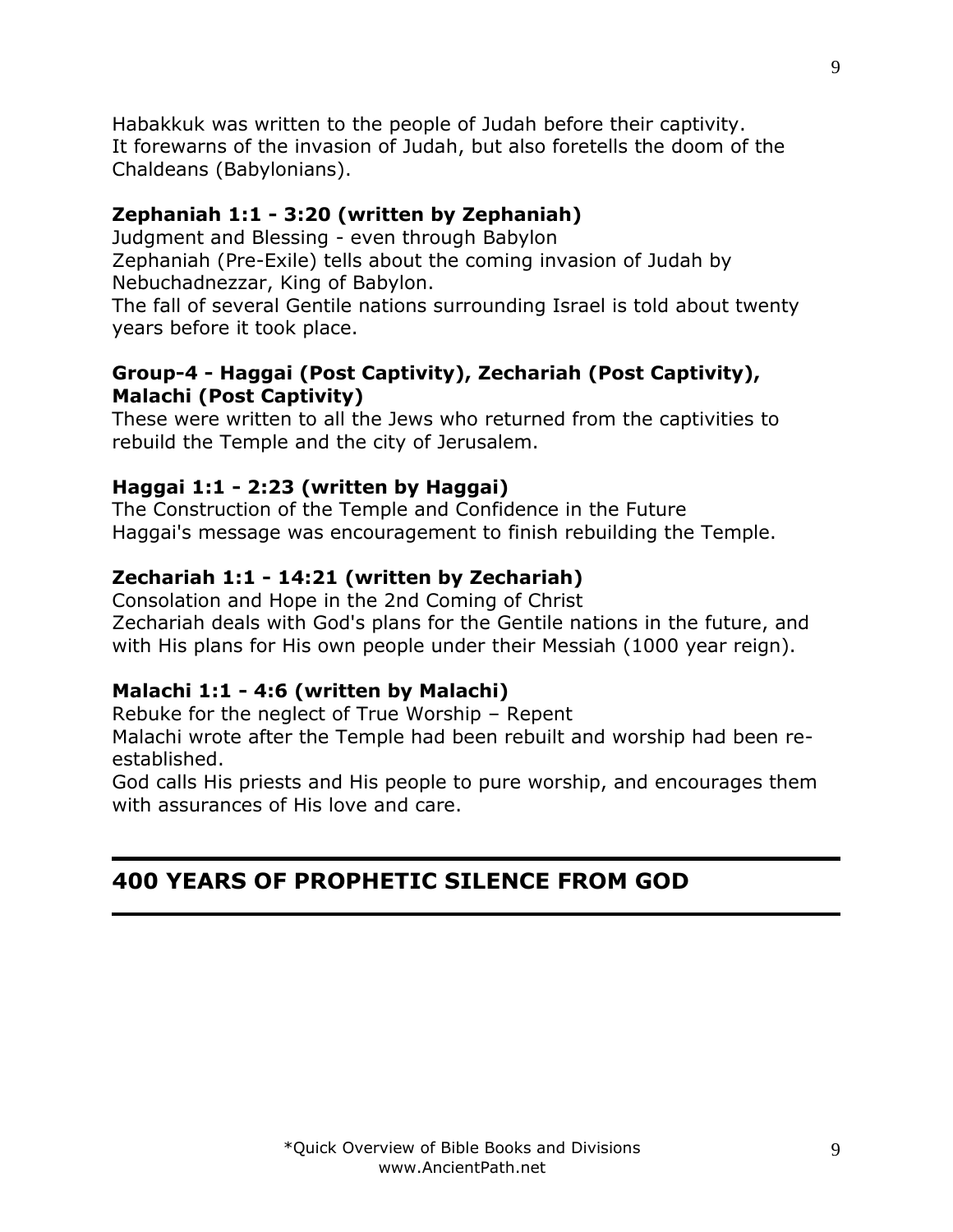Habakkuk was written to the people of Judah before their captivity.
It forewarns of the invasion of Judah, but also foretells the doom of the Chaldeans (Babylonians).

**Zephaniah 1:1 - 3:20 (written by Zephaniah)**
Judgment and Blessing - even through Babylon
Zephaniah (Pre-Exile) tells about the coming invasion of Judah by Nebuchadnezzar, King of Babylon.
The fall of several Gentile nations surrounding Israel is told about twenty years before it took place.

**Group-4 - Haggai (Post Captivity), Zechariah (Post Captivity), Malachi (Post Captivity)**
These were written to all the Jews who returned from the captivities to rebuild the Temple and the city of Jerusalem.

**Haggai 1:1 - 2:23 (written by Haggai)**
The Construction of the Temple and Confidence in the Future
Haggai's message was encouragement to finish rebuilding the Temple.

**Zechariah 1:1 - 14:21 (written by Zechariah)**
Consolation and Hope in the 2nd Coming of Christ
Zechariah deals with God's plans for the Gentile nations in the future, and with His plans for His own people under their Messiah (1000 year reign).

**Malachi 1:1 - 4:6 (written by Malachi)**
Rebuke for the neglect of True Worship – Repent
Malachi wrote after the Temple had been rebuilt and worship had been re-established.
God calls His priests and His people to pure worship, and encourages them with assurances of His love and care.

---

## 400 YEARS OF PROPHETIC SILENCE FROM GOD

---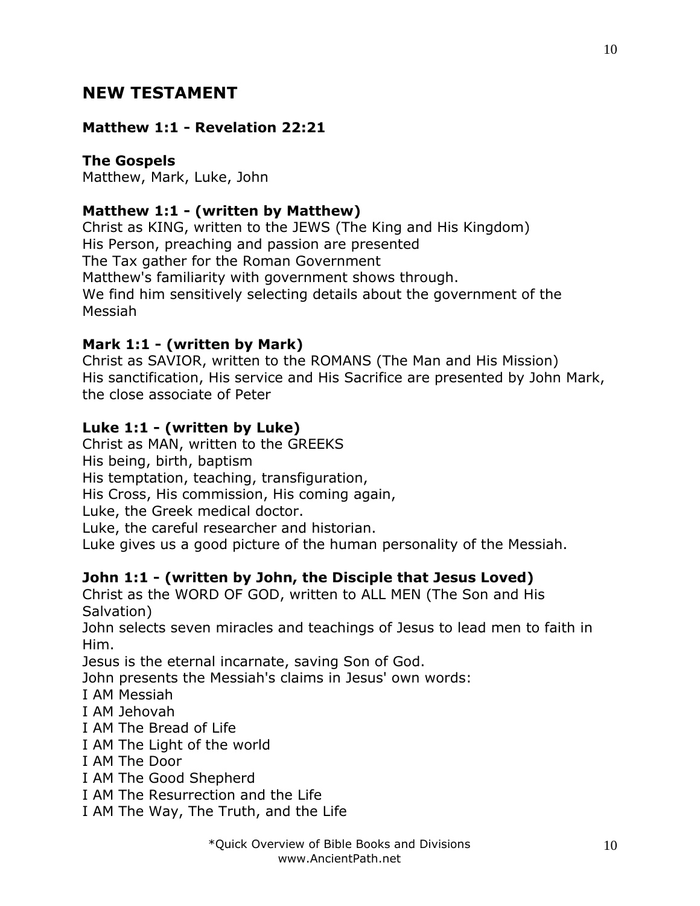# NEW TESTAMENT

**Matthew 1:1 - Revelation 22:21**

**The Gospels**
Matthew, Mark, Luke, John

**Matthew 1:1 - (written by Matthew)**
Christ as KING, written to the JEWS (The King and His Kingdom)
His Person, preaching and passion are presented
The Tax gather for the Roman Government
Matthew's familiarity with government shows through.
We find him sensitively selecting details about the government of the Messiah

**Mark 1:1 - (written by Mark)**
Christ as SAVIOR, written to the ROMANS (The Man and His Mission)
His sanctification, His service and His Sacrifice are presented by John Mark, the close associate of Peter

**Luke 1:1 - (written by Luke)**
Christ as MAN, written to the GREEKS
His being, birth, baptism
His temptation, teaching, transfiguration,
His Cross, His commission, His coming again,
Luke, the Greek medical doctor.
Luke, the careful researcher and historian.
Luke gives us a good picture of the human personality of the Messiah.

**John 1:1 - (written by John, the Disciple that Jesus Loved)**
Christ as the WORD OF GOD, written to ALL MEN (The Son and His Salvation)
John selects seven miracles and teachings of Jesus to lead men to faith in Him.
Jesus is the eternal incarnate, saving Son of God.
John presents the Messiah's claims in Jesus' own words:
I AM Messiah
I AM Jehovah
I AM The Bread of Life
I AM The Light of the world
I AM The Door
I AM The Good Shepherd
I AM The Resurrection and the Life
I AM The Way, The Truth, and the Life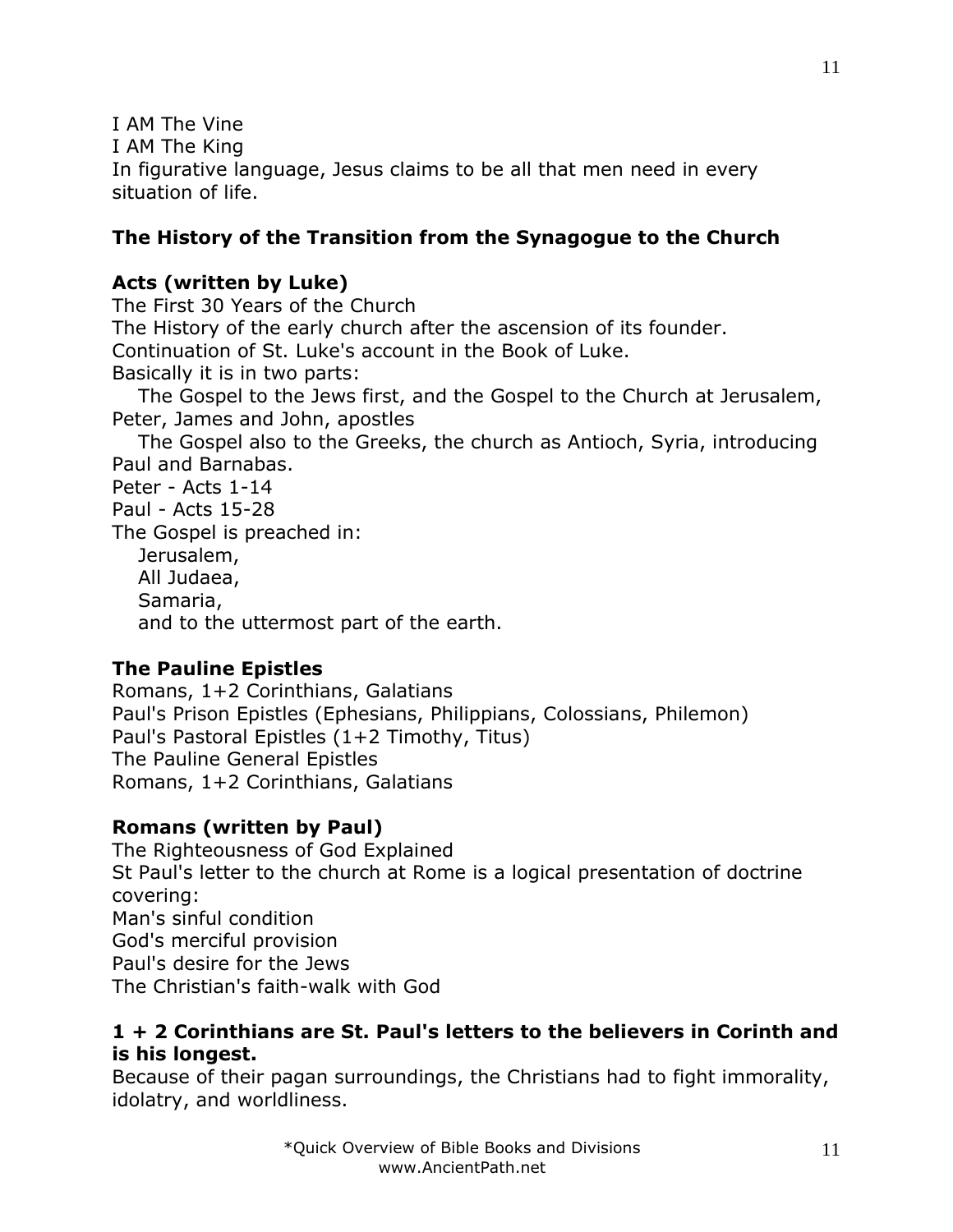I AM The Vine
I AM The King
In figurative language, Jesus claims to be all that men need in every situation of life.

**The History of the Transition from the Synagogue to the Church**

**Acts (written by Luke)**
The First 30 Years of the Church
The History of the early church after the ascension of its founder.
Continuation of St. Luke's account in the Book of Luke.
Basically it is in two parts:
The Gospel to the Jews first, and the Gospel to the Church at Jerusalem, Peter, James and John, apostles
The Gospel also to the Greeks, the church as Antioch, Syria, introducing Paul and Barnabas.
Peter - Acts 1-14
Paul - Acts 15-28
The Gospel is preached in:
Jerusalem,
All Judaea,
Samaria,
and to the uttermost part of the earth.

**The Pauline Epistles**
Romans, 1+2 Corinthians, Galatians
Paul's Prison Epistles (Ephesians, Philippians, Colossians, Philemon)
Paul's Pastoral Epistles (1+2 Timothy, Titus)
The Pauline General Epistles
Romans, 1+2 Corinthians, Galatians

**Romans (written by Paul)**
The Righteousness of God Explained
St Paul's letter to the church at Rome is a logical presentation of doctrine covering:
Man's sinful condition
God's merciful provision
Paul's desire for the Jews
The Christian's faith-walk with God

**1 + 2 Corinthians are St. Paul's letters to the believers in Corinth and is his longest.**
Because of their pagan surroundings, the Christians had to fight immorality, idolatry, and worldliness.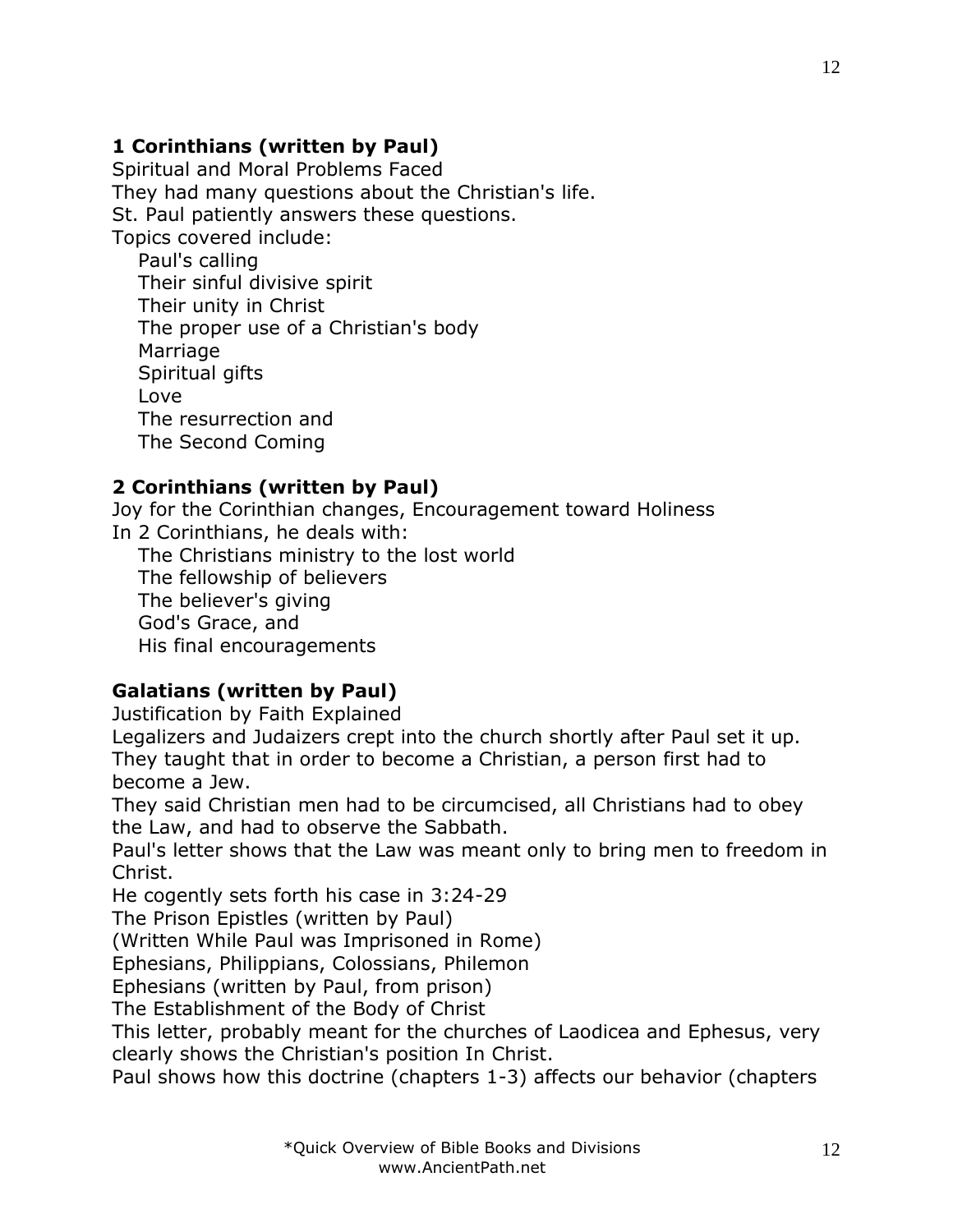### 1 Corinthians (written by Paul)

Spiritual and Moral Problems Faced
They had many questions about the Christian's life.
St. Paul patiently answers these questions.
Topics covered include:

- Paul's calling
- Their sinful divisive spirit
- Their unity in Christ
- The proper use of a Christian's body
- Marriage
- Spiritual gifts
- Love
- The resurrection and
- The Second Coming

### 2 Corinthians (written by Paul)

Joy for the Corinthian changes, Encouragement toward Holiness
In 2 Corinthians, he deals with:

- The Christians ministry to the lost world
- The fellowship of believers
- The believer's giving
- God's Grace, and
- His final encouragements

### Galatians (written by Paul)

Justification by Faith Explained
Legalizers and Judaizers crept into the church shortly after Paul set it up.
They taught that in order to become a Christian, a person first had to become a Jew.
They said Christian men had to be circumcised, all Christians had to obey the Law, and had to observe the Sabbath.
Paul's letter shows that the Law was meant only to bring men to freedom in Christ.
He cogently sets forth his case in 3:24-29
The Prison Epistles (written by Paul)
(Written While Paul was Imprisoned in Rome)
Ephesians, Philippians, Colossians, Philemon
Ephesians (written by Paul, from prison)
The Establishment of the Body of Christ
This letter, probably meant for the churches of Laodicea and Ephesus, very clearly shows the Christian's position In Christ.
Paul shows how this doctrine (chapters 1-3) affects our behavior (chapters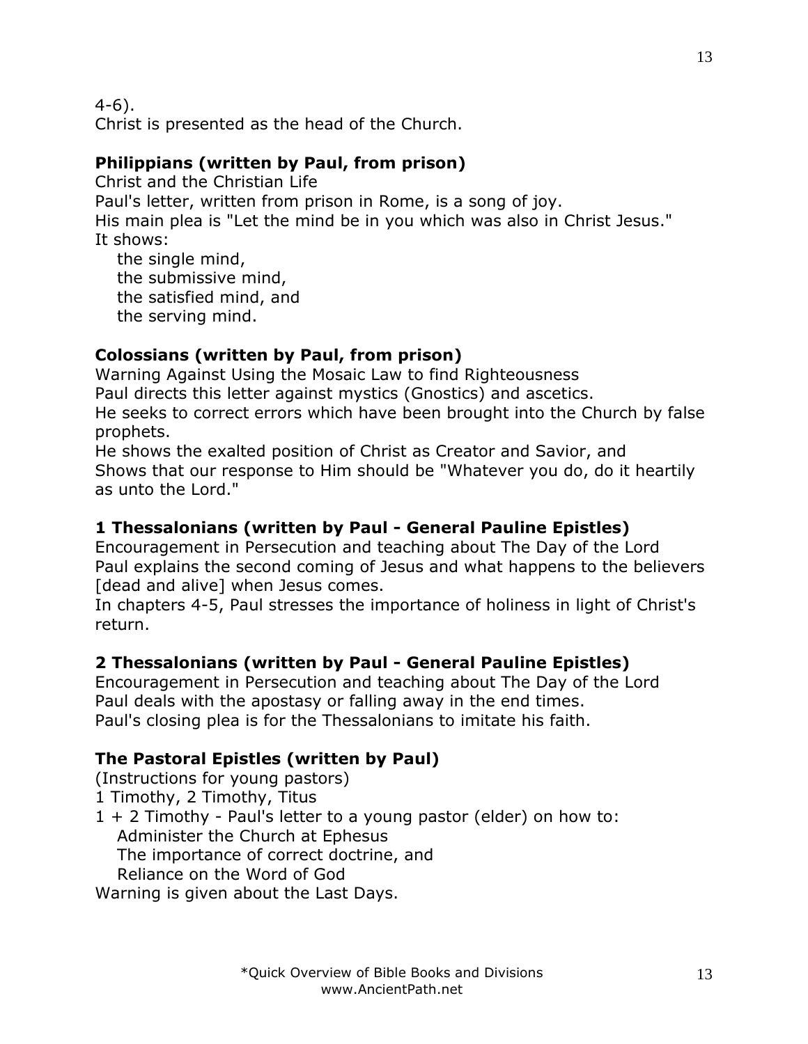4-6).
Christ is presented as the head of the Church.

**Philippians (written by Paul, from prison)**
Christ and the Christian Life
Paul's letter, written from prison in Rome, is a song of joy.
His main plea is "Let the mind be in you which was also in Christ Jesus."
It shows:

- the single mind,
- the submissive mind,
- the satisfied mind, and
- the serving mind.

**Colossians (written by Paul, from prison)**
Warning Against Using the Mosaic Law to find Righteousness
Paul directs this letter against mystics (Gnostics) and ascetics.
He seeks to correct errors which have been brought into the Church by false prophets.
He shows the exalted position of Christ as Creator and Savior, and
Shows that our response to Him should be "Whatever you do, do it heartily as unto the Lord."

**1 Thessalonians (written by Paul - General Pauline Epistles)**
Encouragement in Persecution and teaching about The Day of the Lord
Paul explains the second coming of Jesus and what happens to the believers [dead and alive] when Jesus comes.
In chapters 4-5, Paul stresses the importance of holiness in light of Christ's return.

**2 Thessalonians (written by Paul - General Pauline Epistles)**
Encouragement in Persecution and teaching about The Day of the Lord
Paul deals with the apostasy or falling away in the end times.
Paul's closing plea is for the Thessalonians to imitate his faith.

**The Pastoral Epistles (written by Paul)**
(Instructions for young pastors)
1 Timothy, 2 Timothy, Titus
1 + 2 Timothy - Paul's letter to a young pastor (elder) on how to:

- Administer the Church at Ephesus
- The importance of correct doctrine, and
- Reliance on the Word of God

Warning is given about the Last Days.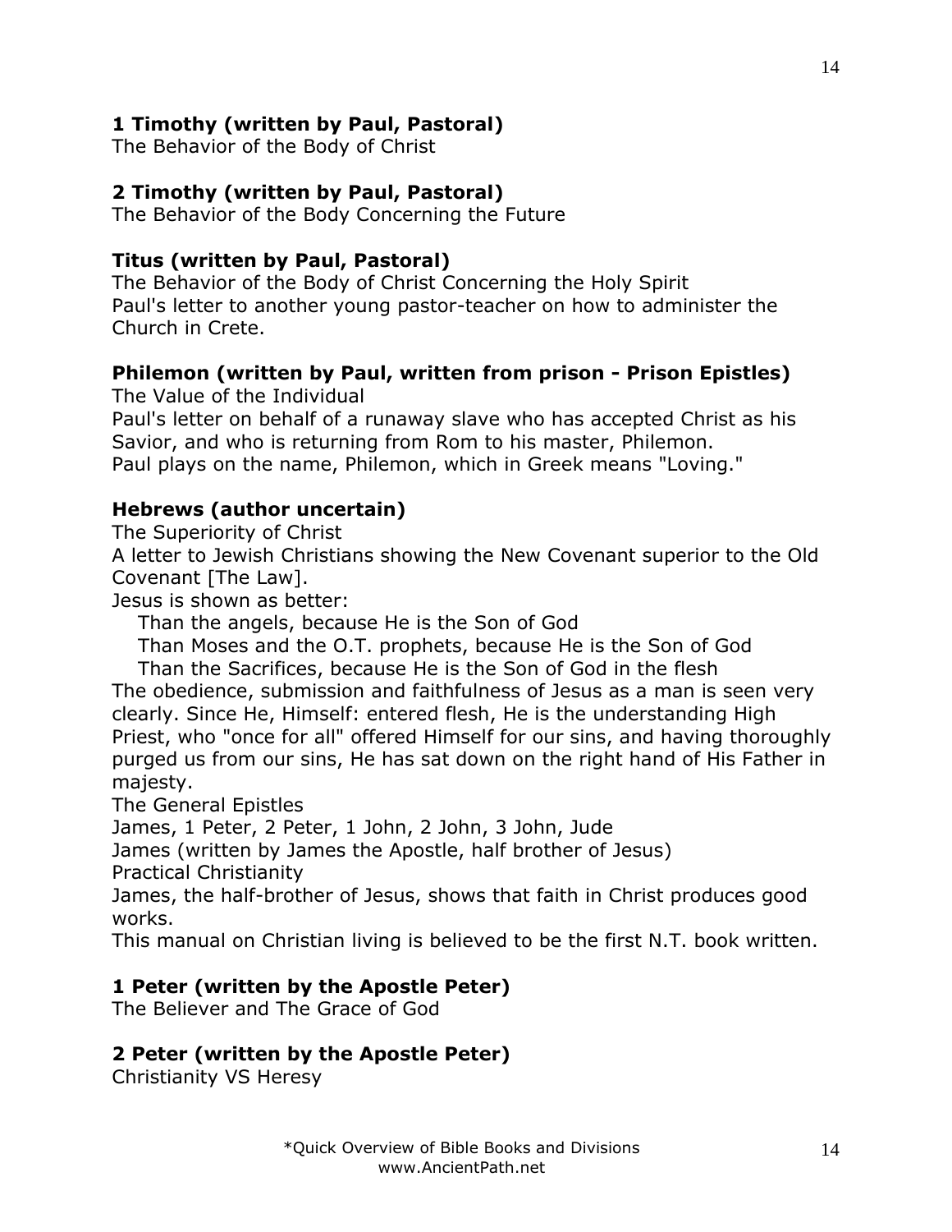**1 Timothy (written by Paul, Pastoral)**
The Behavior of the Body of Christ

**2 Timothy (written by Paul, Pastoral)**
The Behavior of the Body Concerning the Future

**Titus (written by Paul, Pastoral)**
The Behavior of the Body of Christ Concerning the Holy Spirit
Paul's letter to another young pastor-teacher on how to administer the Church in Crete.

**Philemon (written by Paul, written from prison - Prison Epistles)**
The Value of the Individual
Paul's letter on behalf of a runaway slave who has accepted Christ as his Savior, and who is returning from Rom to his master, Philemon.
Paul plays on the name, Philemon, which in Greek means "Loving."

**Hebrews (author uncertain)**
The Superiority of Christ
A letter to Jewish Christians showing the New Covenant superior to the Old Covenant [The Law].
Jesus is shown as better:
   Than the angels, because He is the Son of God
   Than Moses and the O.T. prophets, because He is the Son of God
   Than the Sacrifices, because He is the Son of God in the flesh
The obedience, submission and faithfulness of Jesus as a man is seen very clearly. Since He, Himself: entered flesh, He is the understanding High Priest, who "once for all" offered Himself for our sins, and having thoroughly purged us from our sins, He has sat down on the right hand of His Father in majesty.
The General Epistles
James, 1 Peter, 2 Peter, 1 John, 2 John, 3 John, Jude
James (written by James the Apostle, half brother of Jesus)
Practical Christianity
James, the half-brother of Jesus, shows that faith in Christ produces good works.
This manual on Christian living is believed to be the first N.T. book written.

**1 Peter (written by the Apostle Peter)**
The Believer and The Grace of God

**2 Peter (written by the Apostle Peter)**
Christianity VS Heresy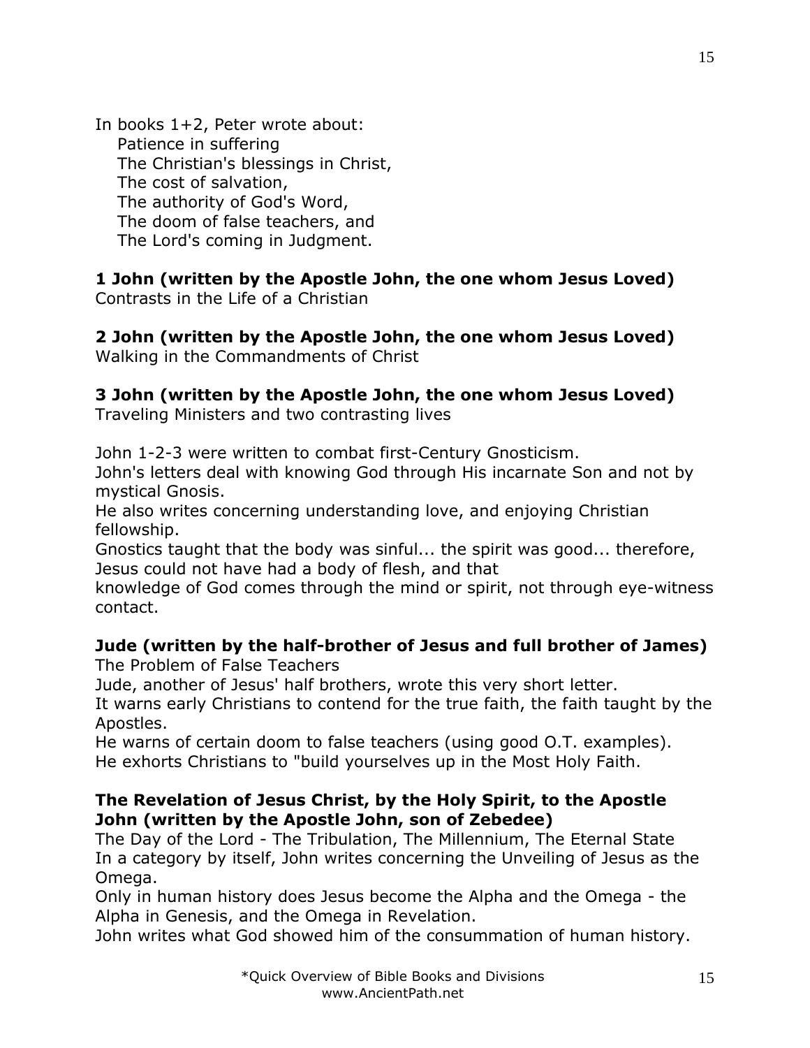In books 1+2, Peter wrote about:

Patience in suffering
The Christian's blessings in Christ,
The cost of salvation,
The authority of God's Word,
The doom of false teachers, and
The Lord's coming in Judgment.

**1 John (written by the Apostle John, the one whom Jesus Loved)**
Contrasts in the Life of a Christian

**2 John (written by the Apostle John, the one whom Jesus Loved)**
Walking in the Commandments of Christ

**3 John (written by the Apostle John, the one whom Jesus Loved)**
Traveling Ministers and two contrasting lives

John 1-2-3 were written to combat first-Century Gnosticism.
John's letters deal with knowing God through His incarnate Son and not by mystical Gnosis.
He also writes concerning understanding love, and enjoying Christian fellowship.
Gnostics taught that the body was sinful... the spirit was good... therefore, Jesus could not have had a body of flesh, and that
knowledge of God comes through the mind or spirit, not through eye-witness contact.

**Jude (written by the half-brother of Jesus and full brother of James)**
The Problem of False Teachers
Jude, another of Jesus' half brothers, wrote this very short letter.
It warns early Christians to contend for the true faith, the faith taught by the Apostles.
He warns of certain doom to false teachers (using good O.T. examples).
He exhorts Christians to "build yourselves up in the Most Holy Faith.

**The Revelation of Jesus Christ, by the Holy Spirit, to the Apostle John (written by the Apostle John, son of Zebedee)**
The Day of the Lord - The Tribulation, The Millennium, The Eternal State
In a category by itself, John writes concerning the Unveiling of Jesus as the Omega.
Only in human history does Jesus become the Alpha and the Omega - the Alpha in Genesis, and the Omega in Revelation.
John writes what God showed him of the consummation of human history.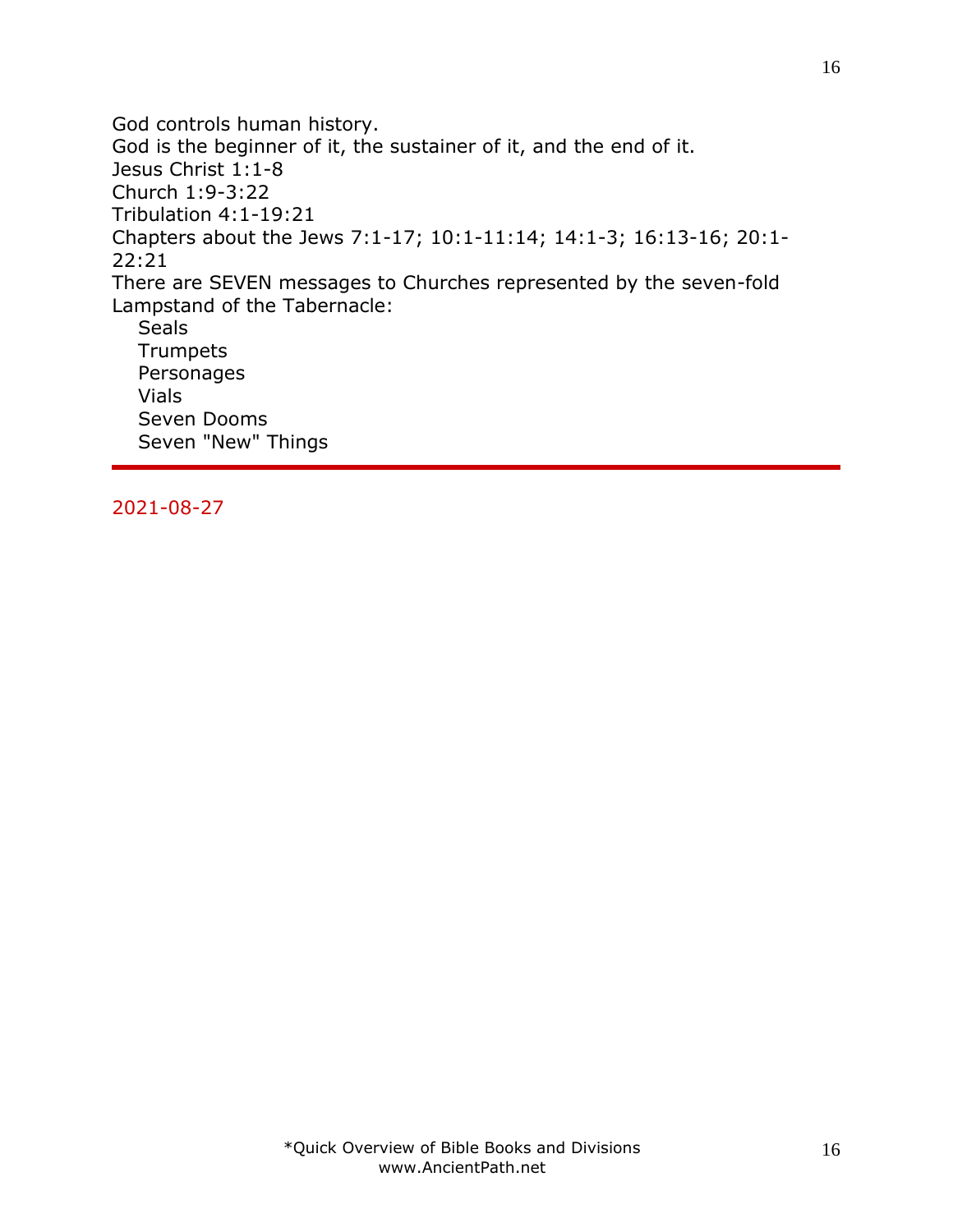God controls human history.
God is the beginner of it, the sustainer of it, and the end of it.
Jesus Christ 1:1-8
Church 1:9-3:22
Tribulation 4:1-19:21
Chapters about the Jews 7:1-17; 10:1-11:14; 14:1-3; 16:13-16; 20:1-22:21
There are SEVEN messages to Churches represented by the seven-fold Lampstand of the Tabernacle:

- Seals
- Trumpets
- Personages
- Vials
- Seven Dooms
- Seven "New" Things

---

2021-08-27